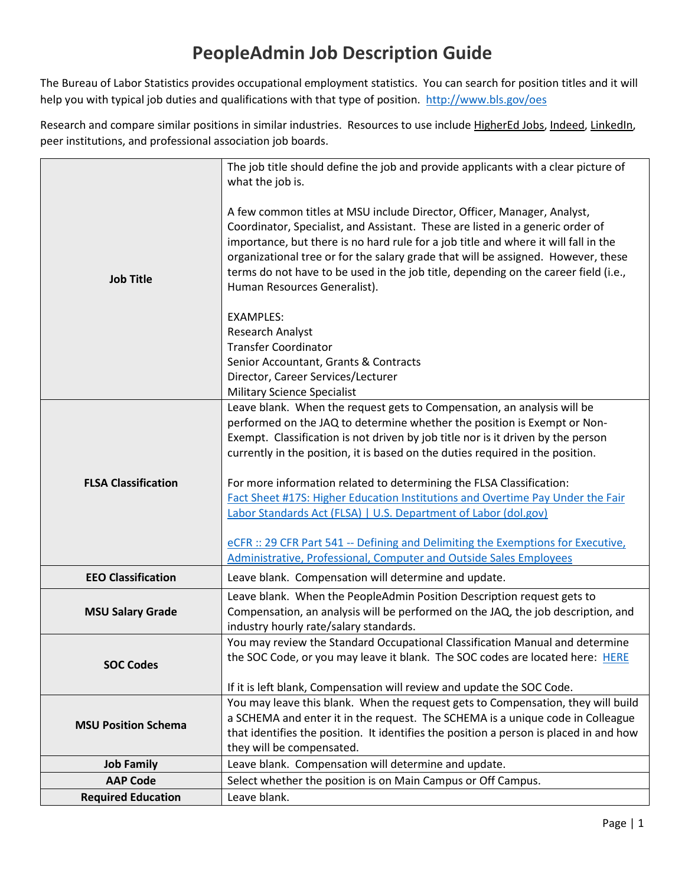# PeopleAdmin Job Description Guide

The Bureau of Labor Statistics provides occupational employment statistics. You can search for position titles and it will help you with typical job duties and qualifications with that type of position. http://www.bls.gov/oes

Research and compare similar positions in similar industries. Resources to use include HigherEd Jobs, Indeed, LinkedIn, peer institutions, and professional association job boards.

| | |
|---|---|
| **Job Title** | The job title should define the job and provide applicants with a clear picture of what the job is.<br><br>A few common titles at MSU include Director, Officer, Manager, Analyst, Coordinator, Specialist, and Assistant. These are listed in a generic order of importance, but there is no hard rule for a job title and where it will fall in the organizational tree or for the salary grade that will be assigned. However, these terms do not have to be used in the job title, depending on the career field (i.e., Human Resources Generalist).<br><br>EXAMPLES:<br>Research Analyst<br>Transfer Coordinator<br>Senior Accountant, Grants & Contracts<br>Director, Career Services/Lecturer<br>Military Science Specialist |
| **FLSA Classification** | Leave blank. When the request gets to Compensation, an analysis will be performed on the JAQ to determine whether the position is Exempt or Non-Exempt. Classification is not driven by job title nor is it driven by the person currently in the position, it is based on the duties required in the position.<br><br>For more information related to determining the FLSA Classification:<br>Fact Sheet #17S: Higher Education Institutions and Overtime Pay Under the Fair Labor Standards Act (FLSA) \| U.S. Department of Labor (dol.gov)<br><br>eCFR :: 29 CFR Part 541 -- Defining and Delimiting the Exemptions for Executive, Administrative, Professional, Computer and Outside Sales Employees |
| **EEO Classification** | Leave blank. Compensation will determine and update. |
| **MSU Salary Grade** | Leave blank. When the PeopleAdmin Position Description request gets to Compensation, an analysis will be performed on the JAQ, the job description, and industry hourly rate/salary standards. |
| **SOC Codes** | You may review the Standard Occupational Classification Manual and determine the SOC Code, or you may leave it blank. The SOC codes are located here: HERE<br><br>If it is left blank, Compensation will review and update the SOC Code. |
| **MSU Position Schema** | You may leave this blank. When the request gets to Compensation, they will build a SCHEMA and enter it in the request. The SCHEMA is a unique code in Colleague that identifies the position. It identifies the position a person is placed in and how they will be compensated. |
| **Job Family** | Leave blank. Compensation will determine and update. |
| **AAP Code** | Select whether the position is on Main Campus or Off Campus. |
| **Required Education** | Leave blank. |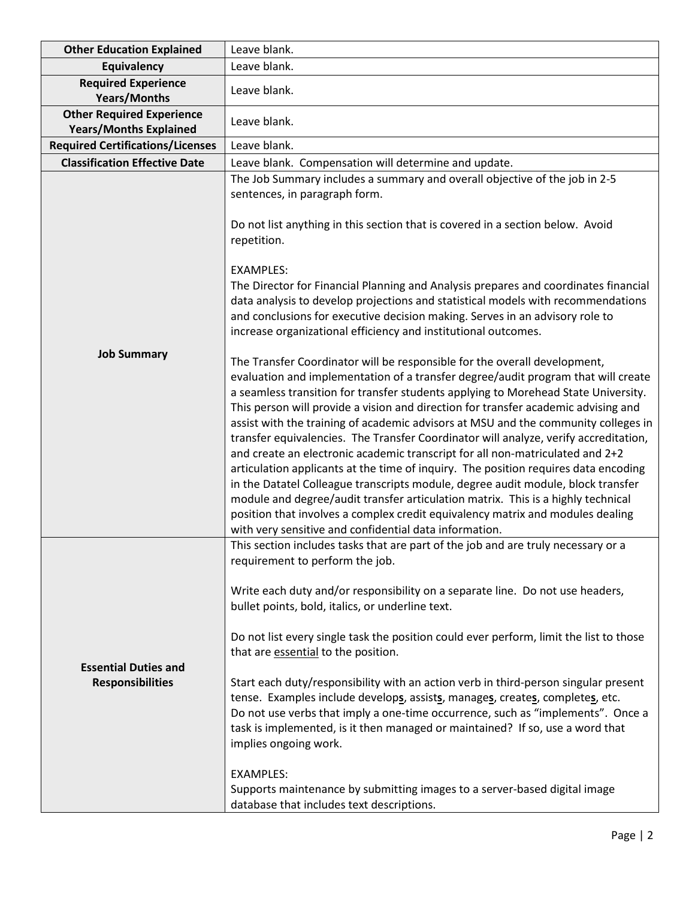| | |
|---|---|
| **Other Education Explained** | Leave blank. |
| **Equivalency** | Leave blank. |
| **Required Experience Years/Months** | Leave blank. |
| **Other Required Experience Years/Months Explained** | Leave blank. |
| **Required Certifications/Licenses** | Leave blank. |
| **Classification Effective Date** | Leave blank. Compensation will determine and update. |
| **Job Summary** | The Job Summary includes a summary and overall objective of the job in 2-5 sentences, in paragraph form.<br><br>Do not list anything in this section that is covered in a section below. Avoid repetition.<br><br>EXAMPLES:<br>The Director for Financial Planning and Analysis prepares and coordinates financial data analysis to develop projections and statistical models with recommendations and conclusions for executive decision making. Serves in an advisory role to increase organizational efficiency and institutional outcomes.<br><br>The Transfer Coordinator will be responsible for the overall development, evaluation and implementation of a transfer degree/audit program that will create a seamless transition for transfer students applying to Morehead State University. This person will provide a vision and direction for transfer academic advising and assist with the training of academic advisors at MSU and the community colleges in transfer equivalencies. The Transfer Coordinator will analyze, verify accreditation, and create an electronic academic transcript for all non-matriculated and 2+2 articulation applicants at the time of inquiry. The position requires data encoding in the Datatel Colleague transcripts module, degree audit module, block transfer module and degree/audit transfer articulation matrix. This is a highly technical position that involves a complex credit equivalency matrix and modules dealing with very sensitive and confidential data information. |
| **Essential Duties and Responsibilities** | This section includes tasks that are part of the job and are truly necessary or a requirement to perform the job.<br><br>Write each duty and/or responsibility on a separate line. Do not use headers, bullet points, bold, italics, or underline text.<br><br>Do not list every single task the position could ever perform, limit the list to those that are <u>essential</u> to the position.<br><br>Start each duty/responsibility with an action verb in third-person singular present tense. Examples include develop**<u>s</u>**, assist**<u>s</u>**, manage**<u>s</u>**, create**<u>s</u>**, complete**<u>s</u>**, etc. Do not use verbs that imply a one-time occurrence, such as "implements". Once a task is implemented, is it then managed or maintained? If so, use a word that implies ongoing work.<br><br>EXAMPLES:<br>Supports maintenance by submitting images to a server-based digital image database that includes text descriptions. |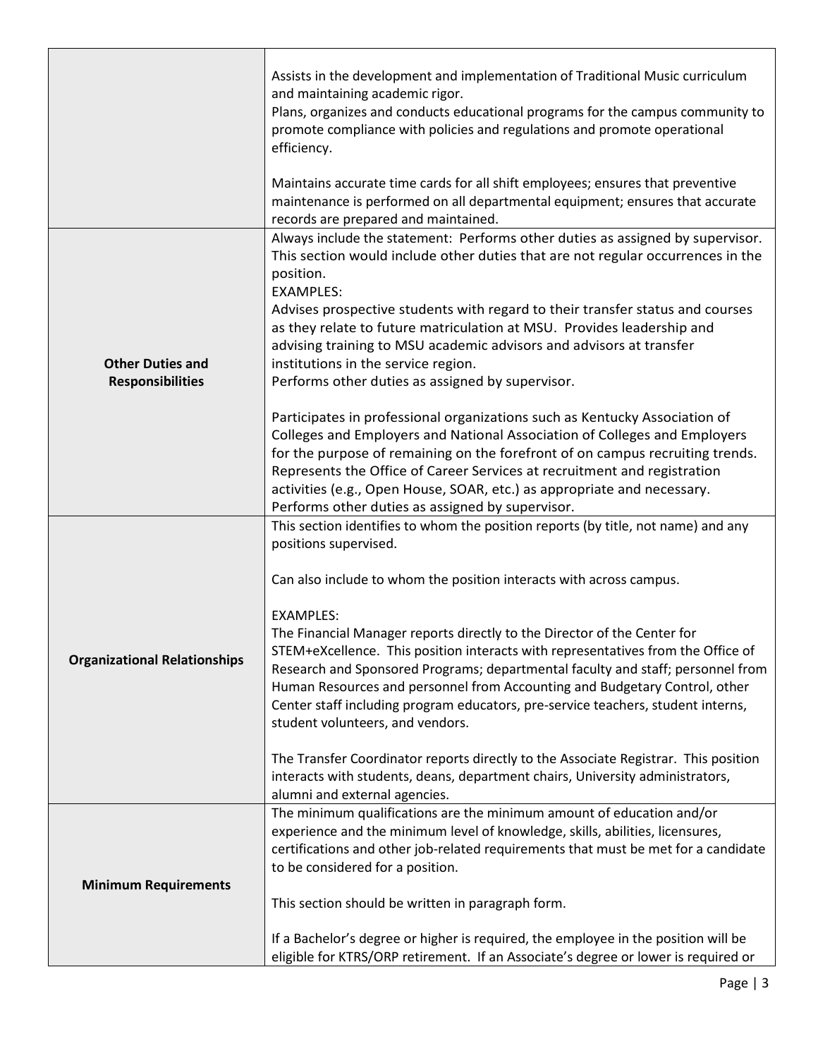| | |
|---|---|
| | Assists in the development and implementation of Traditional Music curriculum and maintaining academic rigor.<br>Plans, organizes and conducts educational programs for the campus community to promote compliance with policies and regulations and promote operational efficiency.<br><br>Maintains accurate time cards for all shift employees; ensures that preventive maintenance is performed on all departmental equipment; ensures that accurate records are prepared and maintained. |
| **Other Duties and Responsibilities** | Always include the statement: Performs other duties as assigned by supervisor. This section would include other duties that are not regular occurrences in the position.<br>EXAMPLES:<br>Advises prospective students with regard to their transfer status and courses as they relate to future matriculation at MSU. Provides leadership and advising training to MSU academic advisors and advisors at transfer institutions in the service region.<br>Performs other duties as assigned by supervisor.<br><br>Participates in professional organizations such as Kentucky Association of Colleges and Employers and National Association of Colleges and Employers for the purpose of remaining on the forefront of on campus recruiting trends. Represents the Office of Career Services at recruitment and registration activities (e.g., Open House, SOAR, etc.) as appropriate and necessary.<br>Performs other duties as assigned by supervisor. |
| **Organizational Relationships** | This section identifies to whom the position reports (by title, not name) and any positions supervised.<br><br>Can also include to whom the position interacts with across campus.<br><br>EXAMPLES:<br>The Financial Manager reports directly to the Director of the Center for STEM+eXcellence. This position interacts with representatives from the Office of Research and Sponsored Programs; departmental faculty and staff; personnel from Human Resources and personnel from Accounting and Budgetary Control, other Center staff including program educators, pre-service teachers, student interns, student volunteers, and vendors.<br><br>The Transfer Coordinator reports directly to the Associate Registrar. This position interacts with students, deans, department chairs, University administrators, alumni and external agencies. |
| **Minimum Requirements** | The minimum qualifications are the minimum amount of education and/or experience and the minimum level of knowledge, skills, abilities, licensures, certifications and other job-related requirements that must be met for a candidate to be considered for a position.<br><br>This section should be written in paragraph form.<br><br>If a Bachelor's degree or higher is required, the employee in the position will be eligible for KTRS/ORP retirement. If an Associate's degree or lower is required or |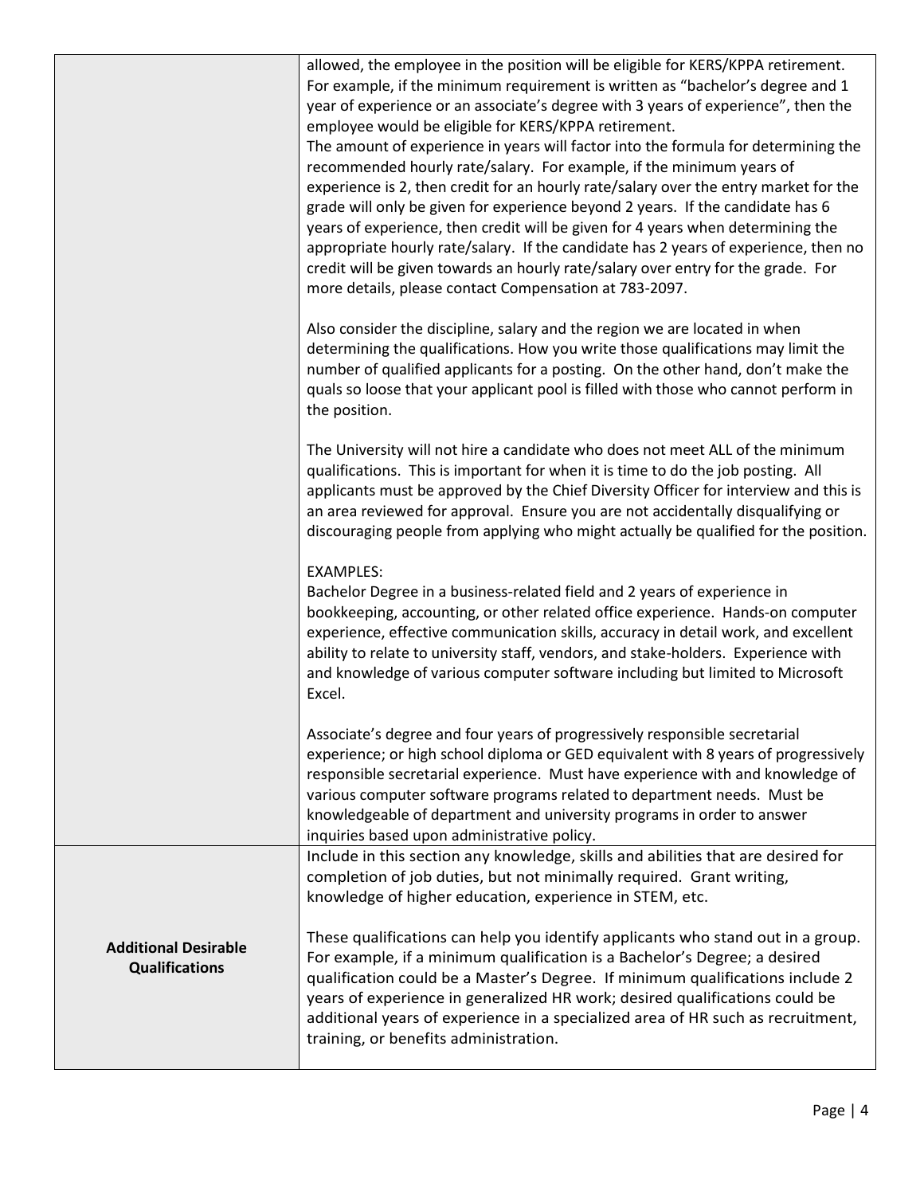| | |
|---|---|
| | allowed, the employee in the position will be eligible for KERS/KPPA retirement. For example, if the minimum requirement is written as "bachelor's degree and 1 year of experience or an associate's degree with 3 years of experience", then the employee would be eligible for KERS/KPPA retirement.<br>The amount of experience in years will factor into the formula for determining the recommended hourly rate/salary. For example, if the minimum years of experience is 2, then credit for an hourly rate/salary over the entry market for the grade will only be given for experience beyond 2 years. If the candidate has 6 years of experience, then credit will be given for 4 years when determining the appropriate hourly rate/salary. If the candidate has 2 years of experience, then no credit will be given towards an hourly rate/salary over entry for the grade. For more details, please contact Compensation at 783-2097.<br><br>Also consider the discipline, salary and the region we are located in when determining the qualifications. How you write those qualifications may limit the number of qualified applicants for a posting. On the other hand, don't make the quals so loose that your applicant pool is filled with those who cannot perform in the position.<br><br>The University will not hire a candidate who does not meet ALL of the minimum qualifications. This is important for when it is time to do the job posting. All applicants must be approved by the Chief Diversity Officer for interview and this is an area reviewed for approval. Ensure you are not accidentally disqualifying or discouraging people from applying who might actually be qualified for the position.<br><br>EXAMPLES:<br>Bachelor Degree in a business-related field and 2 years of experience in bookkeeping, accounting, or other related office experience. Hands-on computer experience, effective communication skills, accuracy in detail work, and excellent ability to relate to university staff, vendors, and stake-holders. Experience with and knowledge of various computer software including but limited to Microsoft Excel.<br><br>Associate's degree and four years of progressively responsible secretarial experience; or high school diploma or GED equivalent with 8 years of progressively responsible secretarial experience. Must have experience with and knowledge of various computer software programs related to department needs. Must be knowledgeable of department and university programs in order to answer inquiries based upon administrative policy. |
| **Additional Desirable Qualifications** | Include in this section any knowledge, skills and abilities that are desired for completion of job duties, but not minimally required. Grant writing, knowledge of higher education, experience in STEM, etc.<br><br>These qualifications can help you identify applicants who stand out in a group. For example, if a minimum qualification is a Bachelor's Degree; a desired qualification could be a Master's Degree. If minimum qualifications include 2 years of experience in generalized HR work; desired qualifications could be additional years of experience in a specialized area of HR such as recruitment, training, or benefits administration. |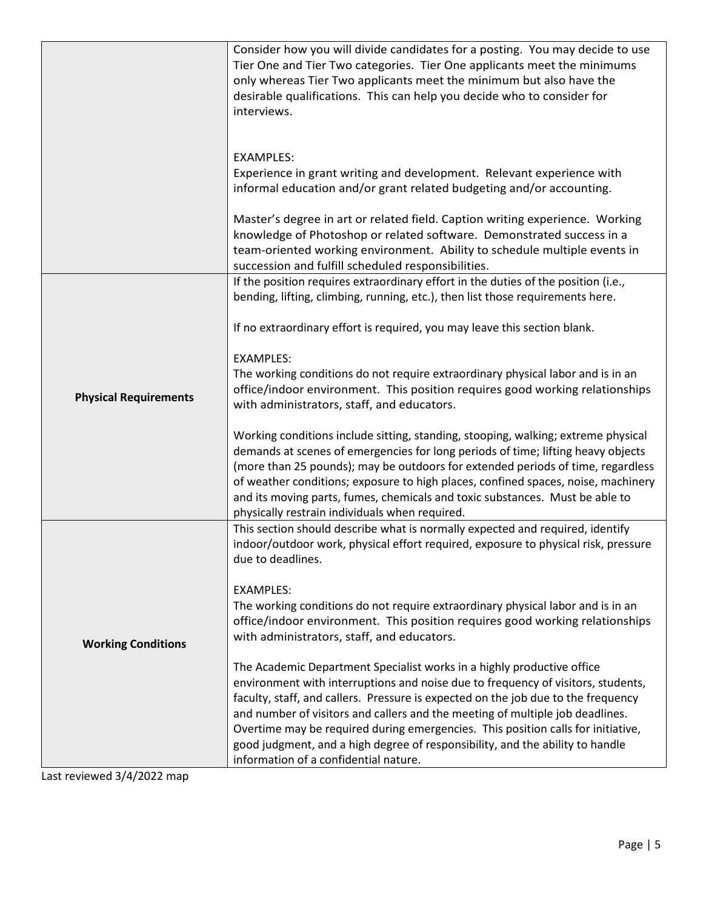| | |
|---|---|
| | Consider how you will divide candidates for a posting. You may decide to use Tier One and Tier Two categories. Tier One applicants meet the minimums only whereas Tier Two applicants meet the minimum but also have the desirable qualifications. This can help you decide who to consider for interviews.<br><br>EXAMPLES:<br>Experience in grant writing and development. Relevant experience with informal education and/or grant related budgeting and/or accounting.<br><br>Master's degree in art or related field. Caption writing experience. Working knowledge of Photoshop or related software. Demonstrated success in a team-oriented working environment. Ability to schedule multiple events in succession and fulfill scheduled responsibilities. |
| **Physical Requirements** | If the position requires extraordinary effort in the duties of the position (i.e., bending, lifting, climbing, running, etc.), then list those requirements here.<br><br>If no extraordinary effort is required, you may leave this section blank.<br><br>EXAMPLES:<br>The working conditions do not require extraordinary physical labor and is in an office/indoor environment. This position requires good working relationships with administrators, staff, and educators.<br><br>Working conditions include sitting, standing, stooping, walking; extreme physical demands at scenes of emergencies for long periods of time; lifting heavy objects (more than 25 pounds); may be outdoors for extended periods of time, regardless of weather conditions; exposure to high places, confined spaces, noise, machinery and its moving parts, fumes, chemicals and toxic substances. Must be able to physically restrain individuals when required. |
| **Working Conditions** | This section should describe what is normally expected and required, identify indoor/outdoor work, physical effort required, exposure to physical risk, pressure due to deadlines.<br><br>EXAMPLES:<br>The working conditions do not require extraordinary physical labor and is in an office/indoor environment. This position requires good working relationships with administrators, staff, and educators.<br><br>The Academic Department Specialist works in a highly productive office environment with interruptions and noise due to frequency of visitors, students, faculty, staff, and callers. Pressure is expected on the job due to the frequency and number of visitors and callers and the meeting of multiple job deadlines. Overtime may be required during emergencies. This position calls for initiative, good judgment, and a high degree of responsibility, and the ability to handle information of a confidential nature. |

Last reviewed 3/4/2022 map